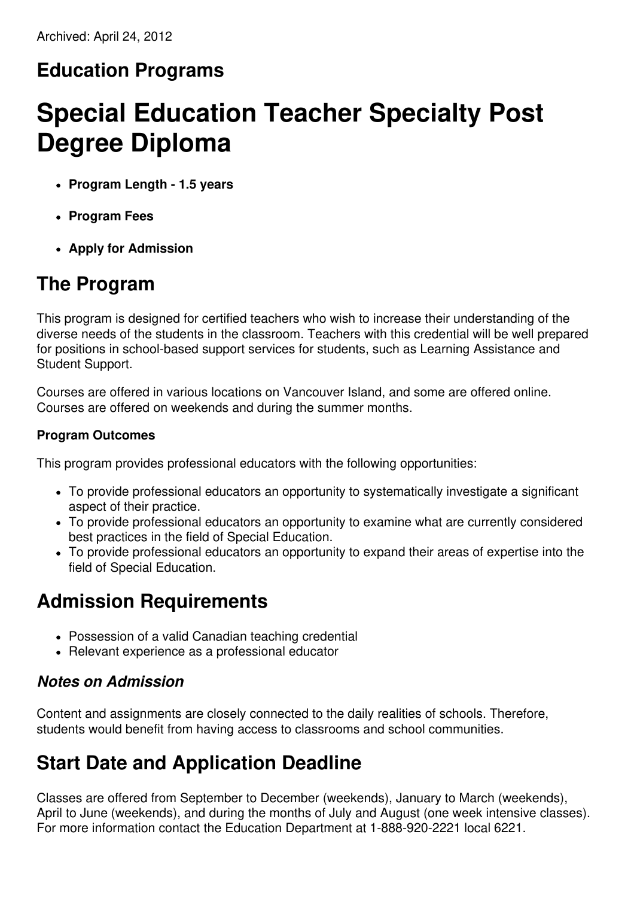Archived: April 24, 2012

## Education Programs

# Special Education Teacher Specialty Post Degree Diploma

- **Program Length - 1.5 years**
- **Program Fees**
- **Apply for Admission**

## The Program

This program is designed for certified teachers who wish to increase their understanding of the diverse needs of the students in the classroom. Teachers with this credential will be well prepared for positions in school-based support services for students, such as Learning Assistance and Student Support.

Courses are offered in various locations on Vancouver Island, and some are offered online. Courses are offered on weekends and during the summer months.

#### Program Outcomes

This program provides professional educators with the following opportunities:

- To provide professional educators an opportunity to systematically investigate a significant aspect of their practice.
- To provide professional educators an opportunity to examine what are currently considered best practices in the field of Special Education.
- To provide professional educators an opportunity to expand their areas of expertise into the field of Special Education.

## Admission Requirements

- Possession of a valid Canadian teaching credential
- Relevant experience as a professional educator

### *Notes on Admission*

Content and assignments are closely connected to the daily realities of schools. Therefore, students would benefit from having access to classrooms and school communities.

## Start Date and Application Deadline

Classes are offered from September to December (weekends), January to March (weekends), April to June (weekends), and during the months of July and August (one week intensive classes). For more information contact the Education Department at 1-888-920-2221 local 6221.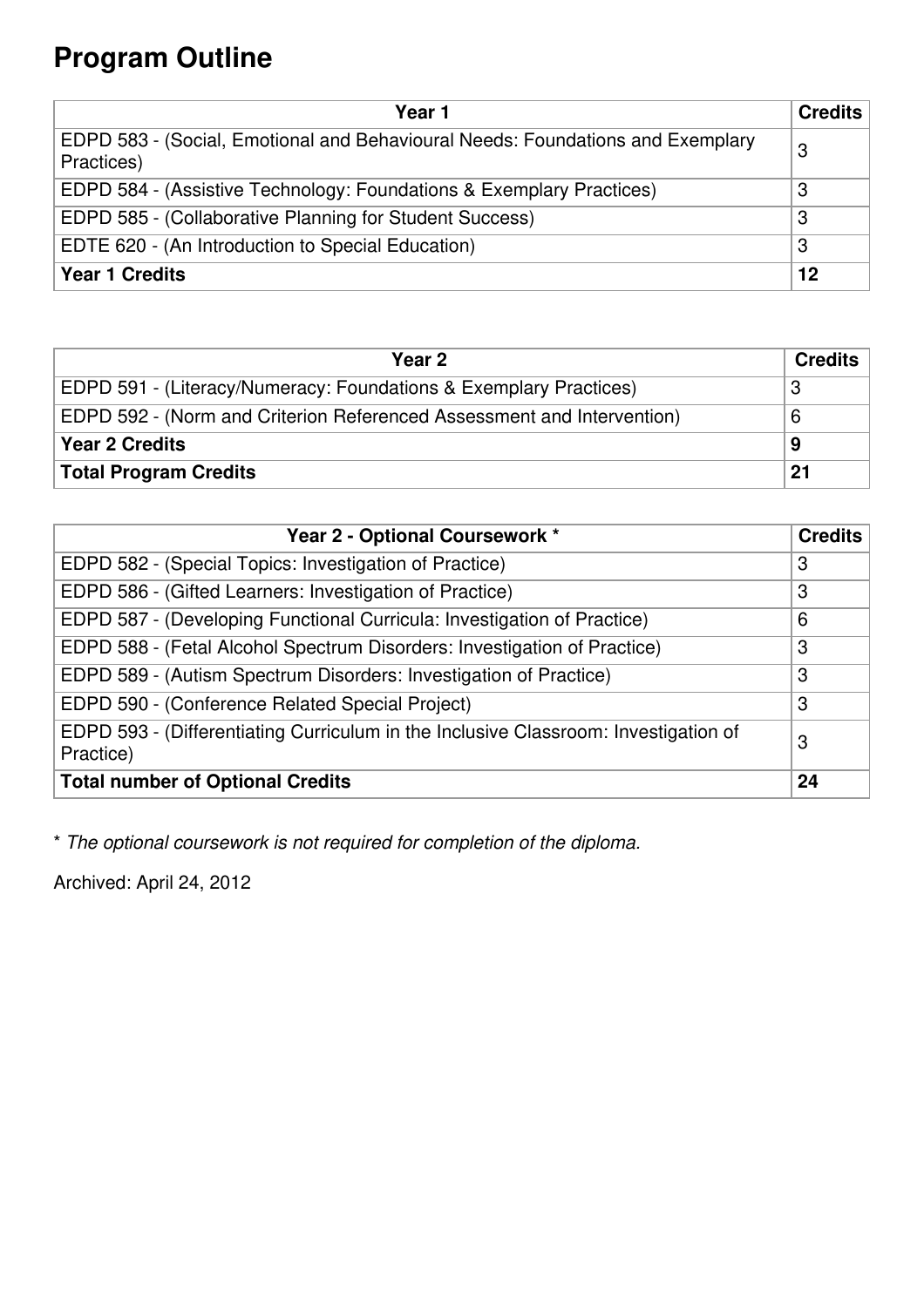# Program Outline

| Year 1 | Credits |
|---|---|
| EDPD 583 - (Social, Emotional and Behavioural Needs: Foundations and Exemplary Practices) | 3 |
| EDPD 584 - (Assistive Technology: Foundations & Exemplary Practices) | 3 |
| EDPD 585 - (Collaborative Planning for Student Success) | 3 |
| EDTE 620 - (An Introduction to Special Education) | 3 |
| **Year 1 Credits** | **12** |

| Year 2 | Credits |
|---|---|
| EDPD 591 - (Literacy/Numeracy: Foundations & Exemplary Practices) | 3 |
| EDPD 592 - (Norm and Criterion Referenced Assessment and Intervention) | 6 |
| **Year 2 Credits** | **9** |
| **Total Program Credits** | **21** |

| Year 2 - Optional Coursework * | Credits |
|---|---|
| EDPD 582 - (Special Topics: Investigation of Practice) | 3 |
| EDPD 586 - (Gifted Learners: Investigation of Practice) | 3 |
| EDPD 587 - (Developing Functional Curricula: Investigation of Practice) | 6 |
| EDPD 588 - (Fetal Alcohol Spectrum Disorders: Investigation of Practice) | 3 |
| EDPD 589 - (Autism Spectrum Disorders: Investigation of Practice) | 3 |
| EDPD 590 - (Conference Related Special Project) | 3 |
| EDPD 593 - (Differentiating Curriculum in the Inclusive Classroom: Investigation of Practice) | 3 |
| **Total number of Optional Credits** | **24** |

* *The optional coursework is not required for completion of the diploma.*

Archived: April 24, 2012